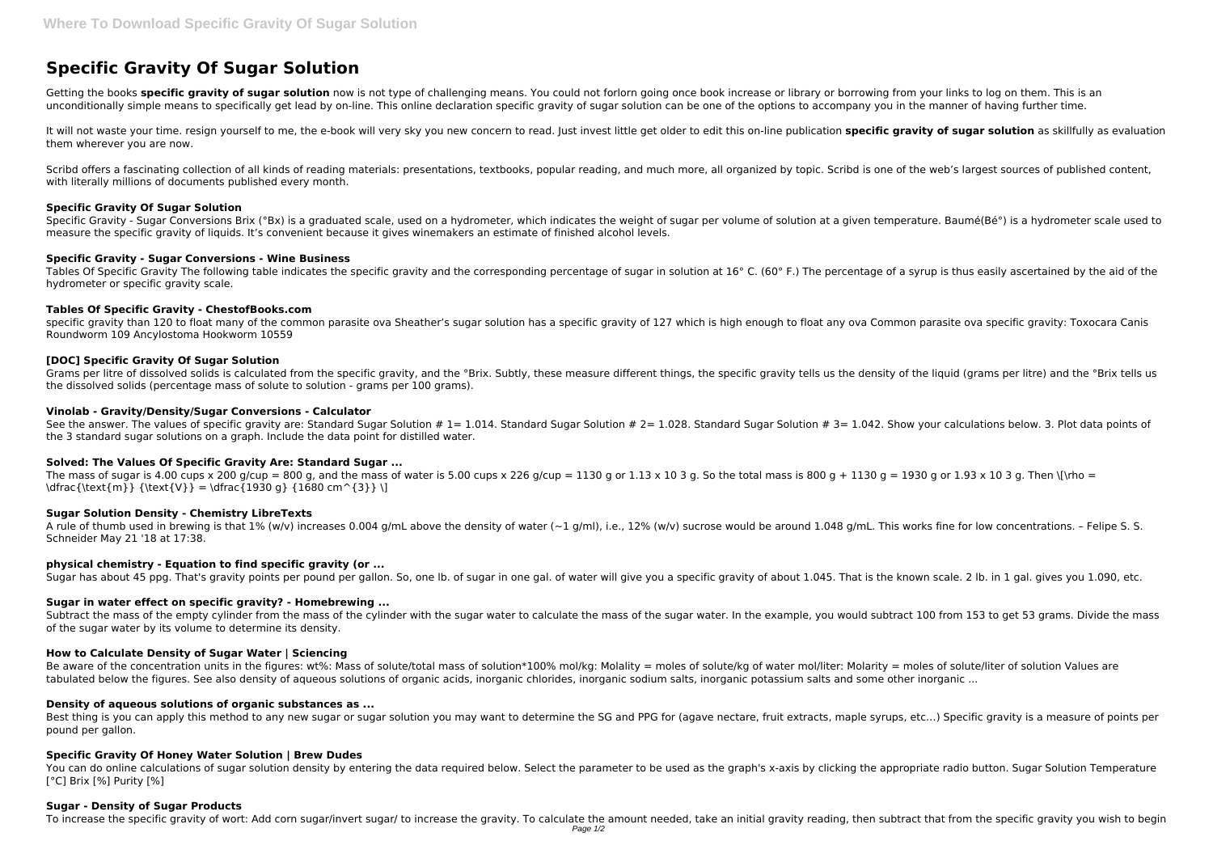# Specific Gravity Of Sugar Solution

Getting the books **specific gravity of sugar solution** now is not type of challenging means. You could not forlorn going once book increase or library or borrowing from your links to log on them. This is an unconditionally simple means to specifically get lead by on-line. This online declaration specific gravity of sugar solution can be one of the options to accompany you in the manner of having further time.

It will not waste your time. resign yourself to me, the e-book will very sky you new concern to read. Just invest little get older to edit this on-line publication **specific gravity of sugar solution** as skillfully as evaluation them wherever you are now.

Scribd offers a fascinating collection of all kinds of reading materials: presentations, textbooks, popular reading, and much more, all organized by topic. Scribd is one of the web's largest sources of published content, with literally millions of documents published every month.

### Specific Gravity Of Sugar Solution

Specific Gravity - Sugar Conversions Brix (°Bx) is a graduated scale, used on a hydrometer, which indicates the weight of sugar per volume of solution at a given temperature. Baumé(Bé°) is a hydrometer scale used to measure the specific gravity of liquids. It's convenient because it gives winemakers an estimate of finished alcohol levels.

### Specific Gravity - Sugar Conversions - Wine Business

Tables Of Specific Gravity The following table indicates the specific gravity and the corresponding percentage of sugar in solution at 16° C. (60° F.) The percentage of a syrup is thus easily ascertained by the aid of the hydrometer or specific gravity scale.

### Tables Of Specific Gravity - ChestofBooks.com

specific gravity than 120 to float many of the common parasite ova Sheather's sugar solution has a specific gravity of 127 which is high enough to float any ova Common parasite ova specific gravity: Toxocara Canis Roundworm 109 Ancylostoma Hookworm 10559

### [DOC] Specific Gravity Of Sugar Solution

Grams per litre of dissolved solids is calculated from the specific gravity, and the °Brix. Subtly, these measure different things, the specific gravity tells us the density of the liquid (grams per litre) and the °Brix tells us the dissolved solids (percentage mass of solute to solution - grams per 100 grams).

### Vinolab - Gravity/Density/Sugar Conversions - Calculator

See the answer. The values of specific gravity are: Standard Sugar Solution # 1= 1.014. Standard Sugar Solution # 2= 1.028. Standard Sugar Solution # 3= 1.042. Show your calculations below. 3. Plot data points of the 3 standard sugar solutions on a graph. Include the data point for distilled water.

### Solved: The Values Of Specific Gravity Are: Standard Sugar ...

The mass of sugar is 4.00 cups x 200 g/cup = 800 g, and the mass of water is 5.00 cups x 226 g/cup = 1130 g or 1.13 x 10 3 g. So the total mass is 800 g + 1130 g = 1930 g or 1.93 x 10 3 g. Then \[\rho = \dfrac{\text{m}} {\text{V}} = \dfrac{1930 g} {1680 cm^{3}} \]

### Sugar Solution Density - Chemistry LibreTexts

A rule of thumb used in brewing is that 1% (w/v) increases 0.004 g/mL above the density of water (~1 g/ml), i.e., 12% (w/v) sucrose would be around 1.048 g/mL. This works fine for low concentrations. – Felipe S. S. Schneider May 21 '18 at 17:38.

### physical chemistry - Equation to find specific gravity (or ...

Sugar has about 45 ppg. That's gravity points per pound per gallon. So, one lb. of sugar in one gal. of water will give you a specific gravity of about 1.045. That is the known scale. 2 lb. in 1 gal. gives you 1.090, etc.

### Sugar in water effect on specific gravity? - Homebrewing ...

Subtract the mass of the empty cylinder from the mass of the cylinder with the sugar water to calculate the mass of the sugar water. In the example, you would subtract 100 from 153 to get 53 grams. Divide the mass of the sugar water by its volume to determine its density.

### How to Calculate Density of Sugar Water | Sciencing

Be aware of the concentration units in the figures: wt%: Mass of solute/total mass of solution*100% mol/kg: Molality = moles of solute/kg of water mol/liter: Molarity = moles of solute/liter of solution Values are tabulated below the figures. See also density of aqueous solutions of organic acids, inorganic chlorides, inorganic sodium salts, inorganic potassium salts and some other inorganic ...

### Density of aqueous solutions of organic substances as ...

Best thing is you can apply this method to any new sugar or sugar solution you may want to determine the SG and PPG for (agave nectare, fruit extracts, maple syrups, etc...) Specific gravity is a measure of points per pound per gallon.

### Specific Gravity Of Honey Water Solution | Brew Dudes

You can do online calculations of sugar solution density by entering the data required below. Select the parameter to be used as the graph's x-axis by clicking the appropriate radio button. Sugar Solution Temperature [°C] Brix [%] Purity [%]

### Sugar - Density of Sugar Products

To increase the specific gravity of wort: Add corn sugar/invert sugar/ to increase the gravity. To calculate the amount needed, take an initial gravity reading, then subtract that from the specific gravity you wish to begin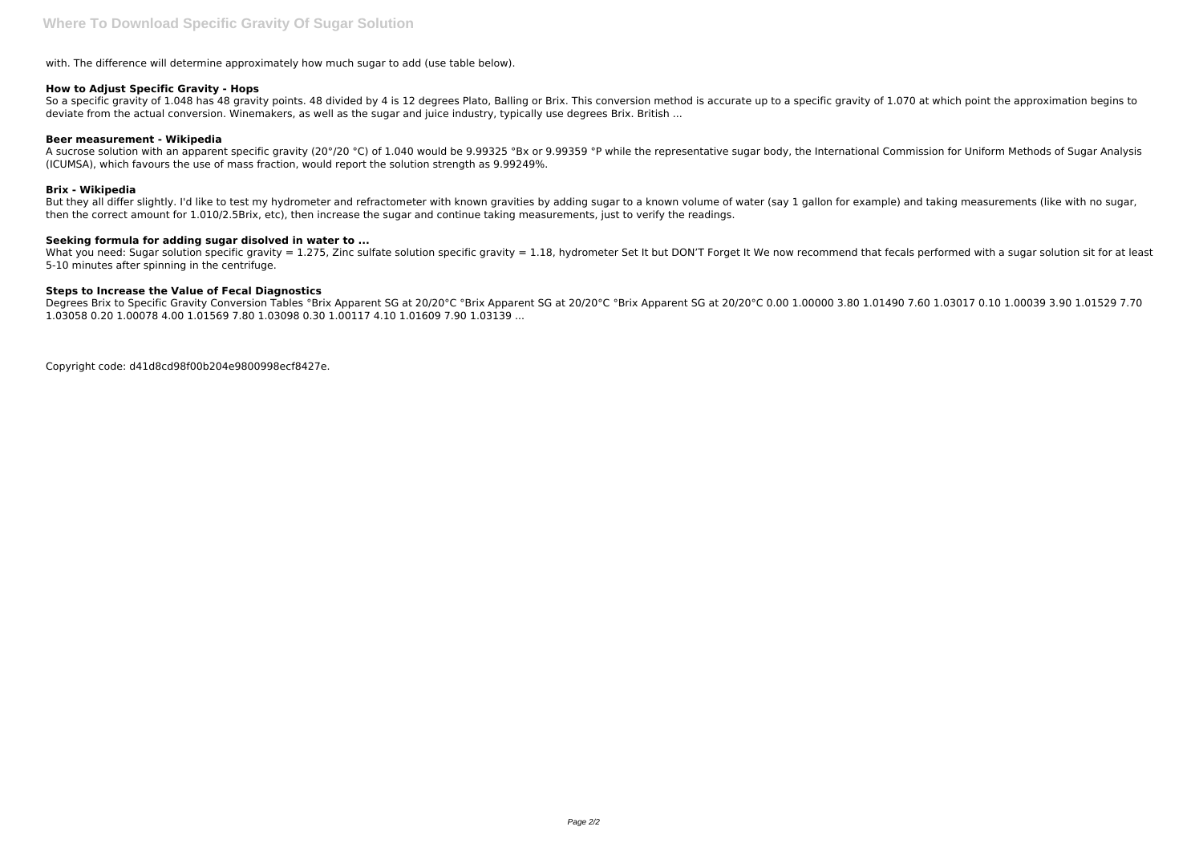with. The difference will determine approximately how much sugar to add (use table below).

### How to Adjust Specific Gravity - Hops

So a specific gravity of 1.048 has 48 gravity points. 48 divided by 4 is 12 degrees Plato, Balling or Brix. This conversion method is accurate up to a specific gravity of 1.070 at which point the approximation begins to deviate from the actual conversion. Winemakers, as well as the sugar and juice industry, typically use degrees Brix. British ...

### Beer measurement - Wikipedia

A sucrose solution with an apparent specific gravity (20°/20 °C) of 1.040 would be 9.99325 °Bx or 9.99359 °P while the representative sugar body, the International Commission for Uniform Methods of Sugar Analysis (ICUMSA), which favours the use of mass fraction, would report the solution strength as 9.99249%.

### Brix - Wikipedia

But they all differ slightly. I'd like to test my hydrometer and refractometer with known gravities by adding sugar to a known volume of water (say 1 gallon for example) and taking measurements (like with no sugar, then the correct amount for 1.010/2.5Brix, etc), then increase the sugar and continue taking measurements, just to verify the readings.

### Seeking formula for adding sugar disolved in water to ...

What you need: Sugar solution specific gravity = 1.275, Zinc sulfate solution specific gravity = 1.18, hydrometer Set It but DON'T Forget It We now recommend that fecals performed with a sugar solution sit for at least 5-10 minutes after spinning in the centrifuge.

### Steps to Increase the Value of Fecal Diagnostics

Degrees Brix to Specific Gravity Conversion Tables °Brix Apparent SG at 20/20°C °Brix Apparent SG at 20/20°C °Brix Apparent SG at 20/20°C 0.00 1.00000 3.80 1.01490 7.60 1.03017 0.10 1.00039 3.90 1.01529 7.70 1.03058 0.20 1.00078 4.00 1.01569 7.80 1.03098 0.30 1.00117 4.10 1.01609 7.90 1.03139 ...

Copyright code: d41d8cd98f00b204e9800998ecf8427e.